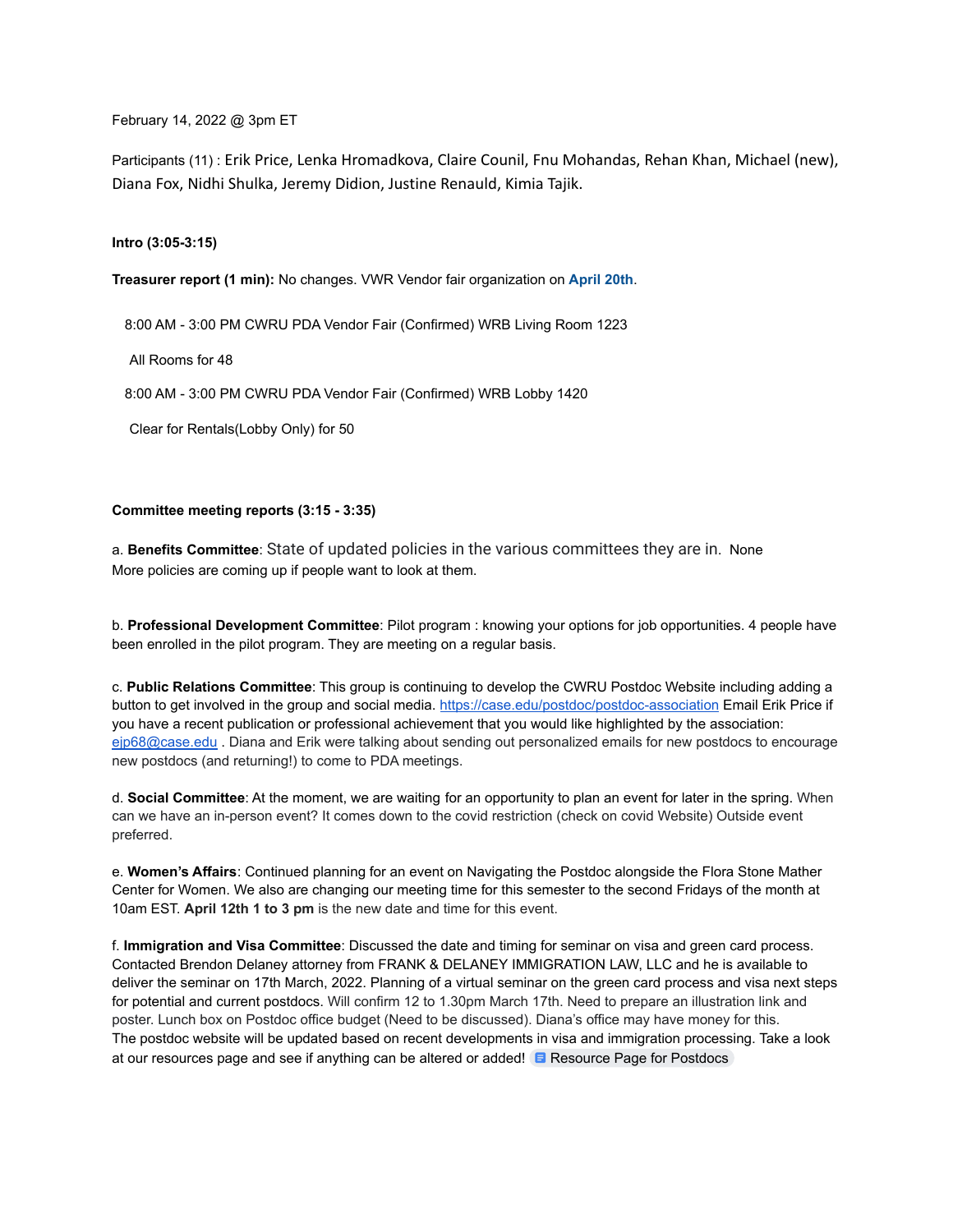February 14, 2022 @ 3pm ET

Participants (11) : Erik Price, Lenka Hromadkova, Claire Counil, Fnu Mohandas, Rehan Khan, Michael (new), Diana Fox, Nidhi Shulka, Jeremy Didion, Justine Renauld, Kimia Tajik.

**Intro (3:05-3:15)**

**Treasurer report (1 min):** No changes. VWR Vendor fair organization on **April 20th**.

8:00 AM - 3:00 PM CWRU PDA Vendor Fair (Confirmed) WRB Living Room 1223

All Rooms for 48

8:00 AM - 3:00 PM CWRU PDA Vendor Fair (Confirmed) WRB Lobby 1420

Clear for Rentals(Lobby Only) for 50

**Committee meeting reports (3:15 - 3:35)**

a. **Benefits Committee**: State of updated policies in the various committees they are in. None
More policies are coming up if people want to look at them.

b. **Professional Development Committee**: Pilot program : knowing your options for job opportunities. 4 people have been enrolled in the pilot program. They are meeting on a regular basis.

c. **Public Relations Committee**: This group is continuing to develop the CWRU Postdoc Website including adding a button to get involved in the group and social media. https://case.edu/postdoc/postdoc-association Email Erik Price if you have a recent publication or professional achievement that you would like highlighted by the association: ejp68@case.edu . Diana and Erik were talking about sending out personalized emails for new postdocs to encourage new postdocs (and returning!) to come to PDA meetings.

d. **Social Committee**: At the moment, we are waiting for an opportunity to plan an event for later in the spring. When can we have an in-person event? It comes down to the covid restriction (check on covid Website) Outside event preferred.

e. **Women's Affairs**: Continued planning for an event on Navigating the Postdoc alongside the Flora Stone Mather Center for Women. We also are changing our meeting time for this semester to the second Fridays of the month at 10am EST. **April 12th 1 to 3 pm** is the new date and time for this event.

f. **Immigration and Visa Committee**: Discussed the date and timing for seminar on visa and green card process. Contacted Brendon Delaney attorney from FRANK & DELANEY IMMIGRATION LAW, LLC and he is available to deliver the seminar on 17th March, 2022. Planning of a virtual seminar on the green card process and visa next steps for potential and current postdocs. Will confirm 12 to 1.30pm March 17th. Need to prepare an illustration link and poster. Lunch box on Postdoc office budget (Need to be discussed). Diana's office may have money for this.
The postdoc website will be updated based on recent developments in visa and immigration processing. Take a look at our resources page and see if anything can be altered or added! Resource Page for Postdocs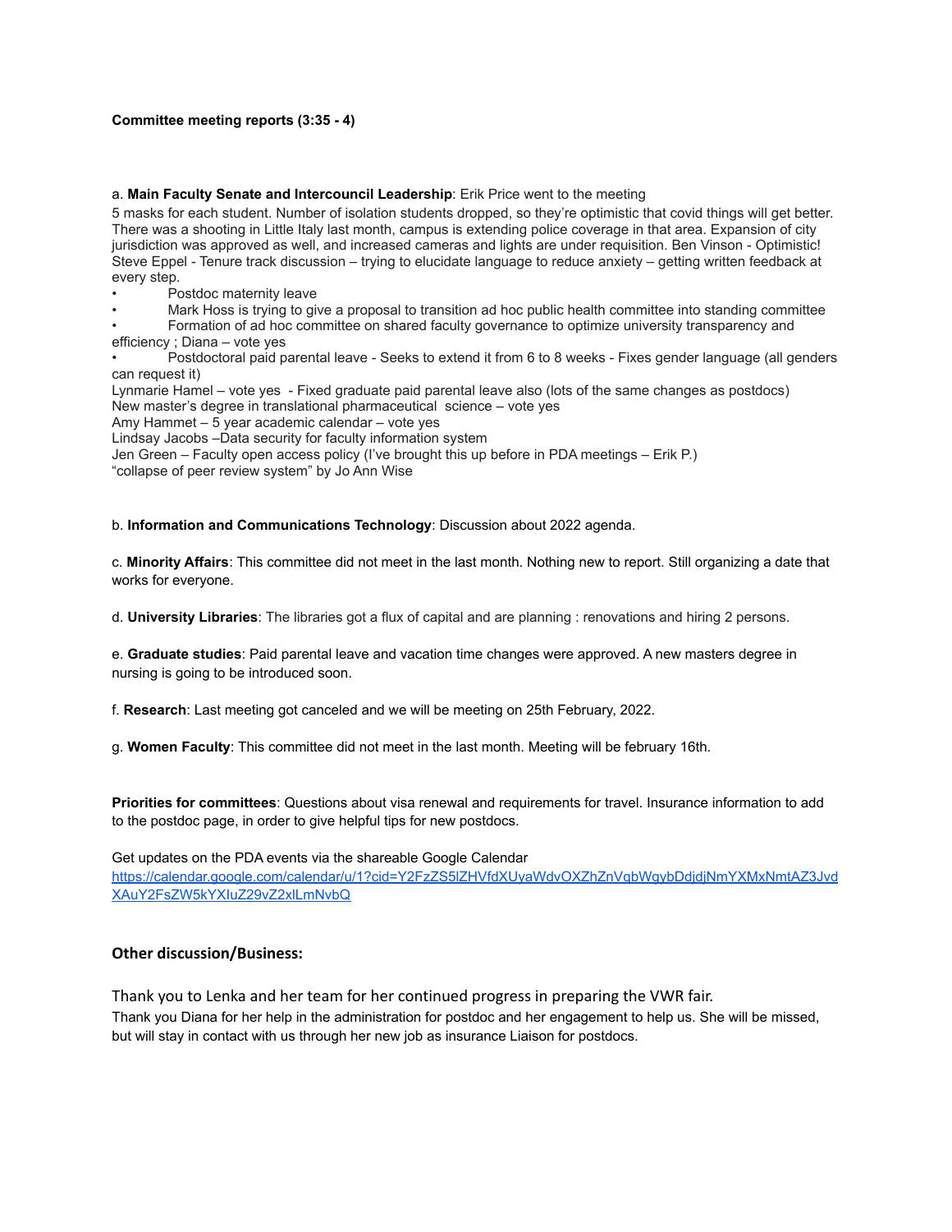**Committee meeting reports (3:35 - 4)**

a. **Main Faculty Senate and Intercouncil Leadership**: Erik Price went to the meeting

5 masks for each student. Number of isolation students dropped, so they're optimistic that covid things will get better. There was a shooting in Little Italy last month, campus is extending police coverage in that area. Expansion of city jurisdiction was approved as well, and increased cameras and lights are under requisition. Ben Vinson - Optimistic! Steve Eppel - Tenure track discussion – trying to elucidate language to reduce anxiety – getting written feedback at every step.

- Postdoc maternity leave
- Mark Hoss is trying to give a proposal to transition ad hoc public health committee into standing committee
- Formation of ad hoc committee on shared faculty governance to optimize university transparency and efficiency ; Diana – vote yes
- Postdoctoral paid parental leave - Seeks to extend it from 6 to 8 weeks - Fixes gender language (all genders can request it)

Lynmarie Hamel – vote yes - Fixed graduate paid parental leave also (lots of the same changes as postdocs)
New master's degree in translational pharmaceutical science – vote yes
Amy Hammet – 5 year academic calendar – vote yes
Lindsay Jacobs –Data security for faculty information system
Jen Green – Faculty open access policy (I've brought this up before in PDA meetings – Erik P.)
"collapse of peer review system" by Jo Ann Wise

b. **Information and Communications Technology**: Discussion about 2022 agenda.

c. **Minority Affairs**: This committee did not meet in the last month. Nothing new to report. Still organizing a date that works for everyone.

d. **University Libraries**: The libraries got a flux of capital and are planning : renovations and hiring 2 persons.

e. **Graduate studies**: Paid parental leave and vacation time changes were approved. A new masters degree in nursing is going to be introduced soon.

f. **Research**: Last meeting got canceled and we will be meeting on 25th February, 2022.

g. **Women Faculty**: This committee did not meet in the last month. Meeting will be february 16th.

**Priorities for committees**: Questions about visa renewal and requirements for travel. Insurance information to add to the postdoc page, in order to give helpful tips for new postdocs.

Get updates on the PDA events via the shareable Google Calendar
[https://calendar.google.com/calendar/u/1?cid=Y2FzZS5lZHVfdXUyaWdvOXZhZnVgbWgybDdjdjNmYXMxNmtAZ3JvdXAuY2FsZW5kYXIuZ29vZ2xlLmNvbQ](https://calendar.google.com/calendar/u/1?cid=Y2FzZS5lZHVfdXUyaWdvOXZhZnVgbWgybDdjdjNmYXMxNmtAZ3JvdXAuY2FsZW5kYXIuZ29vZ2xlLmNvbQ)

## Other discussion/Business:

Thank you to Lenka and her team for her continued progress in preparing the VWR fair.
Thank you Diana for her help in the administration for postdoc and her engagement to help us. She will be missed, but will stay in contact with us through her new job as insurance Liaison for postdocs.